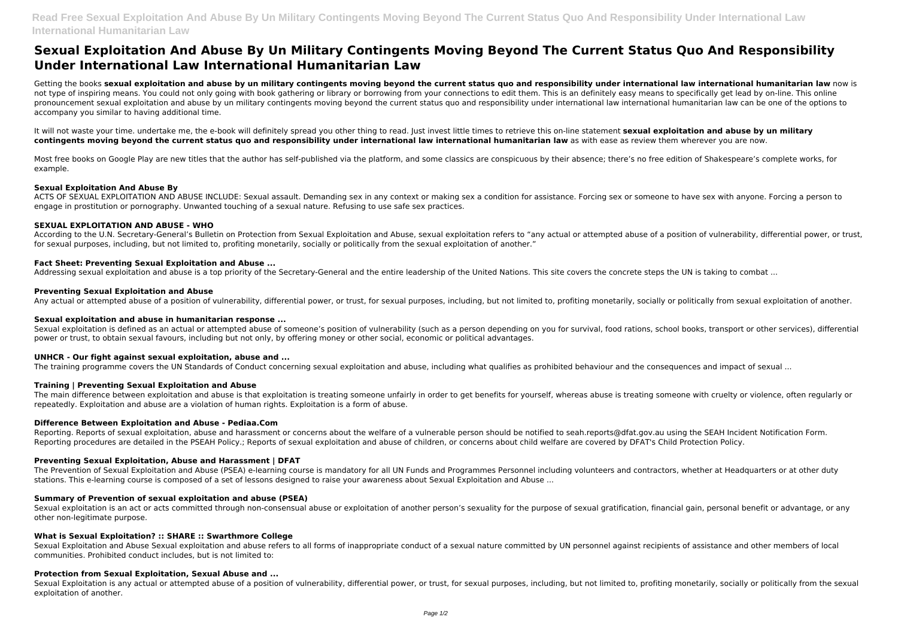# Sexual Exploitation And Abuse By Un Military Contingents Moving Beyond The Current Status Quo And Responsibility Under International Law International Humanitarian Law

Getting the books **sexual exploitation and abuse by un military contingents moving beyond the current status quo and responsibility under international law international humanitarian law** now is not type of inspiring means. You could not only going with book gathering or library or borrowing from your connections to edit them. This is an definitely easy means to specifically get lead by on-line. This online pronouncement sexual exploitation and abuse by un military contingents moving beyond the current status quo and responsibility under international law international humanitarian law can be one of the options to accompany you similar to having additional time.

It will not waste your time. undertake me, the e-book will definitely spread you other thing to read. Just invest little times to retrieve this on-line statement **sexual exploitation and abuse by un military contingents moving beyond the current status quo and responsibility under international law international humanitarian law** as with ease as review them wherever you are now.

Most free books on Google Play are new titles that the author has self-published via the platform, and some classics are conspicuous by their absence; there's no free edition of Shakespeare's complete works, for example.

### Sexual Exploitation And Abuse By

ACTS OF SEXUAL EXPLOITATION AND ABUSE INCLUDE: Sexual assault. Demanding sex in any context or making sex a condition for assistance. Forcing sex or someone to have sex with anyone. Forcing a person to engage in prostitution or pornography. Unwanted touching of a sexual nature. Refusing to use safe sex practices.

### SEXUAL EXPLOITATION AND ABUSE - WHO

According to the U.N. Secretary-General's Bulletin on Protection from Sexual Exploitation and Abuse, sexual exploitation refers to "any actual or attempted abuse of a position of vulnerability, differential power, or trust, for sexual purposes, including, but not limited to, profiting monetarily, socially or politically from the sexual exploitation of another."

### Fact Sheet: Preventing Sexual Exploitation and Abuse ...

Addressing sexual exploitation and abuse is a top priority of the Secretary-General and the entire leadership of the United Nations. This site covers the concrete steps the UN is taking to combat ...

### Preventing Sexual Exploitation and Abuse

Any actual or attempted abuse of a position of vulnerability, differential power, or trust, for sexual purposes, including, but not limited to, profiting monetarily, socially or politically from sexual exploitation of another.

### Sexual exploitation and abuse in humanitarian response ...

Sexual exploitation is defined as an actual or attempted abuse of someone's position of vulnerability (such as a person depending on you for survival, food rations, school books, transport or other services), differential power or trust, to obtain sexual favours, including but not only, by offering money or other social, economic or political advantages.

### UNHCR - Our fight against sexual exploitation, abuse and ...

The training programme covers the UN Standards of Conduct concerning sexual exploitation and abuse, including what qualifies as prohibited behaviour and the consequences and impact of sexual ...

### Training | Preventing Sexual Exploitation and Abuse

The main difference between exploitation and abuse is that exploitation is treating someone unfairly in order to get benefits for yourself, whereas abuse is treating someone with cruelty or violence, often regularly or repeatedly. Exploitation and abuse are a violation of human rights. Exploitation is a form of abuse.

### Difference Between Exploitation and Abuse - Pediaa.Com

Reporting. Reports of sexual exploitation, abuse and harassment or concerns about the welfare of a vulnerable person should be notified to seah.reports@dfat.gov.au using the SEAH Incident Notification Form. Reporting procedures are detailed in the PSEAH Policy.; Reports of sexual exploitation and abuse of children, or concerns about child welfare are covered by DFAT's Child Protection Policy.

### Preventing Sexual Exploitation, Abuse and Harassment | DFAT

The Prevention of Sexual Exploitation and Abuse (PSEA) e-learning course is mandatory for all UN Funds and Programmes Personnel including volunteers and contractors, whether at Headquarters or at other duty stations. This e-learning course is composed of a set of lessons designed to raise your awareness about Sexual Exploitation and Abuse ...

### Summary of Prevention of sexual exploitation and abuse (PSEA)

Sexual exploitation is an act or acts committed through non-consensual abuse or exploitation of another person's sexuality for the purpose of sexual gratification, financial gain, personal benefit or advantage, or any other non-legitimate purpose.

### What is Sexual Exploitation? :: SHARE :: Swarthmore College

Sexual Exploitation and Abuse Sexual exploitation and abuse refers to all forms of inappropriate conduct of a sexual nature committed by UN personnel against recipients of assistance and other members of local communities. Prohibited conduct includes, but is not limited to:

### Protection from Sexual Exploitation, Sexual Abuse and ...

Sexual Exploitation is any actual or attempted abuse of a position of vulnerability, differential power, or trust, for sexual purposes, including, but not limited to, profiting monetarily, socially or politically from the sexual exploitation of another.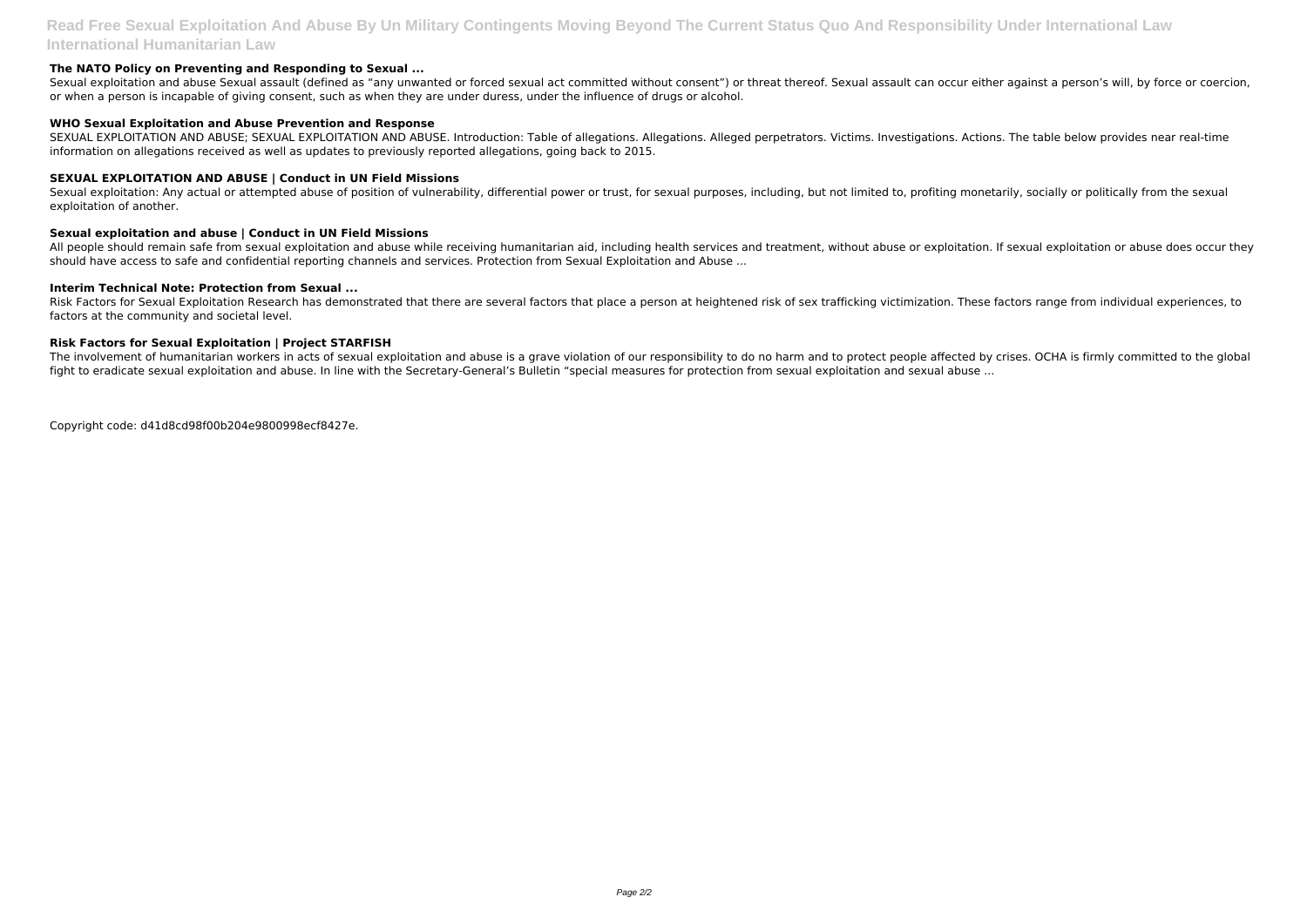### The NATO Policy on Preventing and Responding to Sexual ...

Sexual exploitation and abuse Sexual assault (defined as "any unwanted or forced sexual act committed without consent") or threat thereof. Sexual assault can occur either against a person's will, by force or coercion, or when a person is incapable of giving consent, such as when they are under duress, under the influence of drugs or alcohol.

### WHO Sexual Exploitation and Abuse Prevention and Response

SEXUAL EXPLOITATION AND ABUSE; SEXUAL EXPLOITATION AND ABUSE. Introduction: Table of allegations. Allegations. Alleged perpetrators. Victims. Investigations. Actions. The table below provides near real-time information on allegations received as well as updates to previously reported allegations, going back to 2015.

### SEXUAL EXPLOITATION AND ABUSE | Conduct in UN Field Missions

Sexual exploitation: Any actual or attempted abuse of position of vulnerability, differential power or trust, for sexual purposes, including, but not limited to, profiting monetarily, socially or politically from the sexual exploitation of another.

### Sexual exploitation and abuse | Conduct in UN Field Missions

All people should remain safe from sexual exploitation and abuse while receiving humanitarian aid, including health services and treatment, without abuse or exploitation. If sexual exploitation or abuse does occur they should have access to safe and confidential reporting channels and services. Protection from Sexual Exploitation and Abuse ...

### Interim Technical Note: Protection from Sexual ...

Risk Factors for Sexual Exploitation Research has demonstrated that there are several factors that place a person at heightened risk of sex trafficking victimization. These factors range from individual experiences, to factors at the community and societal level.

### Risk Factors for Sexual Exploitation | Project STARFISH

The involvement of humanitarian workers in acts of sexual exploitation and abuse is a grave violation of our responsibility to do no harm and to protect people affected by crises. OCHA is firmly committed to the global fight to eradicate sexual exploitation and abuse. In line with the Secretary-General's Bulletin "special measures for protection from sexual exploitation and sexual abuse ...

Copyright code: d41d8cd98f00b204e9800998ecf8427e.